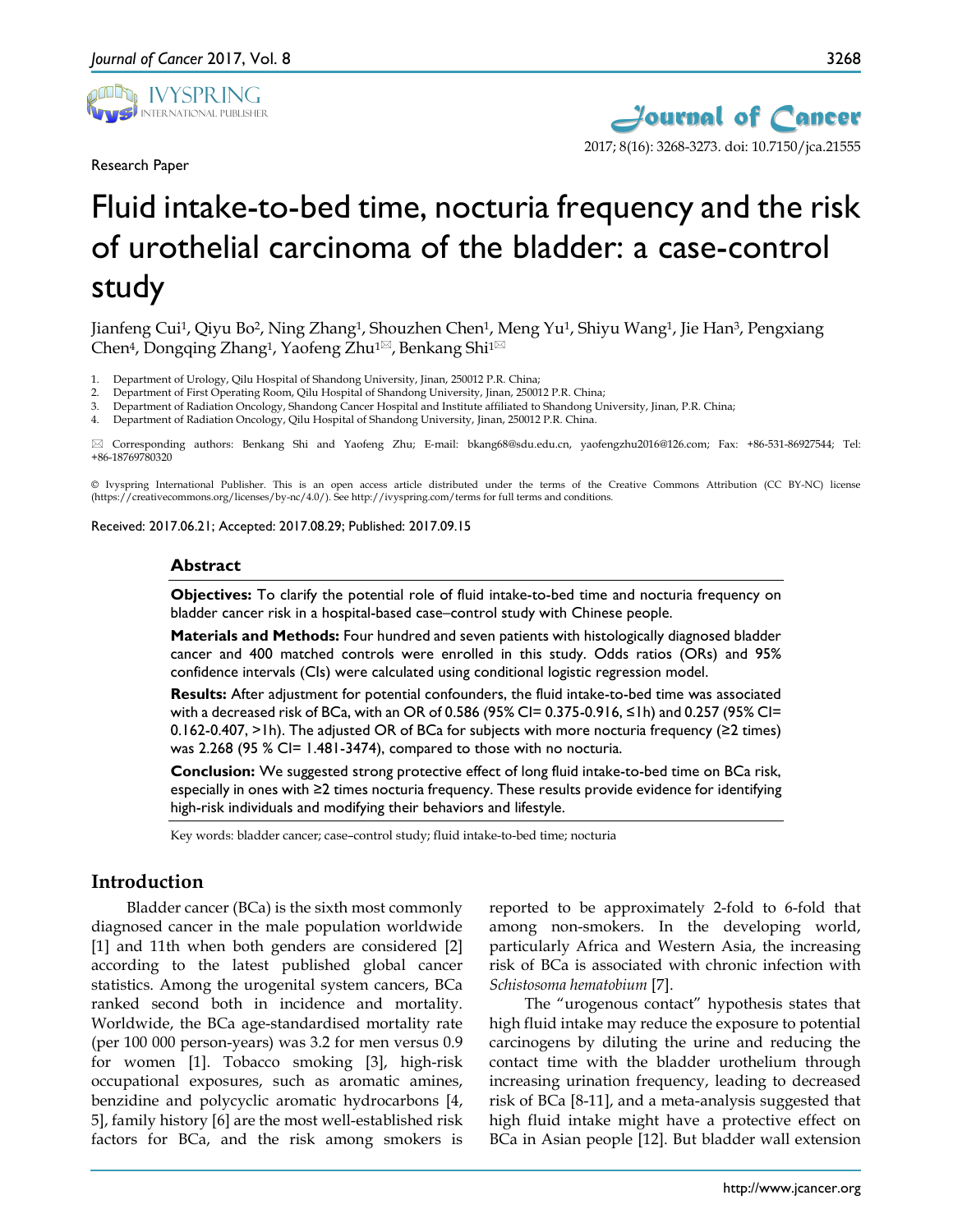Research Paper

# Fluid intake-to-bed time, nocturia frequency and the risk of urothelial carcinoma of the bladder: a case-control study

Jianfeng Cui[1], Qiyu Bo[2], Ning Zhang[1], Shouzhen Chen[1], Meng Yu[1], Shiyu Wang[1], Jie Han[3], Pengxiang Chen[4], Dongqing Zhang[1], Yaofeng Zhu[1]✉, Benkang Shi[1]✉

1. Department of Urology, Qilu Hospital of Shandong University, Jinan, 250012 P.R. China;
2. Department of First Operating Room, Qilu Hospital of Shandong University, Jinan, 250012 P.R. China;
3. Department of Radiation Oncology, Shandong Cancer Hospital and Institute affiliated to Shandong University, Jinan, P.R. China;
4. Department of Radiation Oncology, Qilu Hospital of Shandong University, Jinan, 250012 P.R. China.

✉ Corresponding authors: Benkang Shi and Yaofeng Zhu; E-mail: bkang68@sdu.edu.cn, yaofengzhu2016@126.com; Fax: +86-531-86927544; Tel: +86-18769780320

© Ivyspring International Publisher. This is an open access article distributed under the terms of the Creative Commons Attribution (CC BY-NC) license (https://creativecommons.org/licenses/by-nc/4.0/). See http://ivyspring.com/terms for full terms and conditions.

Received: 2017.06.21; Accepted: 2017.08.29; Published: 2017.09.15

## Abstract

**Objectives:** To clarify the potential role of fluid intake-to-bed time and nocturia frequency on bladder cancer risk in a hospital-based case–control study with Chinese people.

**Materials and Methods:** Four hundred and seven patients with histologically diagnosed bladder cancer and 400 matched controls were enrolled in this study. Odds ratios (ORs) and 95% confidence intervals (CIs) were calculated using conditional logistic regression model.

**Results:** After adjustment for potential confounders, the fluid intake-to-bed time was associated with a decreased risk of BCa, with an OR of 0.586 (95% CI= 0.375-0.916, ≤1h) and 0.257 (95% CI= 0.162-0.407, >1h). The adjusted OR of BCa for subjects with more nocturia frequency (≥2 times) was 2.268 (95 % CI= 1.481-3474), compared to those with no nocturia.

**Conclusion:** We suggested strong protective effect of long fluid intake-to-bed time on BCa risk, especially in ones with ≥2 times nocturia frequency. These results provide evidence for identifying high-risk individuals and modifying their behaviors and lifestyle.

Key words: bladder cancer; case–control study; fluid intake-to-bed time; nocturia

## Introduction

Bladder cancer (BCa) is the sixth most commonly diagnosed cancer in the male population worldwide [1] and 11th when both genders are considered [2] according to the latest published global cancer statistics. Among the urogenital system cancers, BCa ranked second both in incidence and mortality. Worldwide, the BCa age-standardised mortality rate (per 100 000 person-years) was 3.2 for men versus 0.9 for women [1]. Tobacco smoking [3], high-risk occupational exposures, such as aromatic amines, benzidine and polycyclic aromatic hydrocarbons [4, 5], family history [6] are the most well-established risk factors for BCa, and the risk among smokers is reported to be approximately 2-fold to 6-fold that among non-smokers. In the developing world, particularly Africa and Western Asia, the increasing risk of BCa is associated with chronic infection with *Schistosoma hematobium* [7].

The "urogenous contact" hypothesis states that high fluid intake may reduce the exposure to potential carcinogens by diluting the urine and reducing the contact time with the bladder urothelium through increasing urination frequency, leading to decreased risk of BCa [8-11], and a meta-analysis suggested that high fluid intake might have a protective effect on BCa in Asian people [12]. But bladder wall extension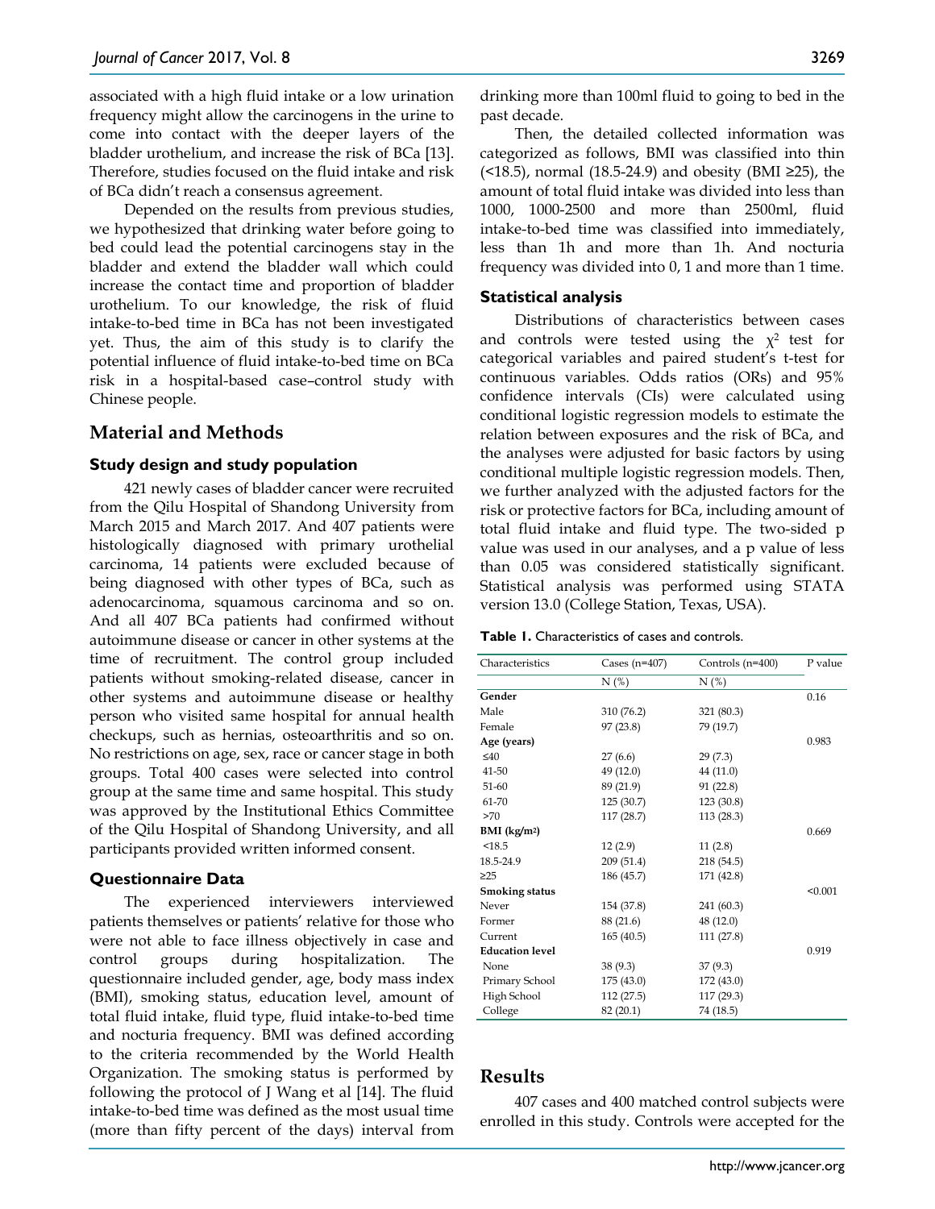associated with a high fluid intake or a low urination frequency might allow the carcinogens in the urine to come into contact with the deeper layers of the bladder urothelium, and increase the risk of BCa [13]. Therefore, studies focused on the fluid intake and risk of BCa didn't reach a consensus agreement.

Depended on the results from previous studies, we hypothesized that drinking water before going to bed could lead the potential carcinogens stay in the bladder and extend the bladder wall which could increase the contact time and proportion of bladder urothelium. To our knowledge, the risk of fluid intake-to-bed time in BCa has not been investigated yet. Thus, the aim of this study is to clarify the potential influence of fluid intake-to-bed time on BCa risk in a hospital-based case–control study with Chinese people.

## Material and Methods

### Study design and study population

421 newly cases of bladder cancer were recruited from the Qilu Hospital of Shandong University from March 2015 and March 2017. And 407 patients were histologically diagnosed with primary urothelial carcinoma, 14 patients were excluded because of being diagnosed with other types of BCa, such as adenocarcinoma, squamous carcinoma and so on. And all 407 BCa patients had confirmed without autoimmune disease or cancer in other systems at the time of recruitment. The control group included patients without smoking-related disease, cancer in other systems and autoimmune disease or healthy person who visited same hospital for annual health checkups, such as hernias, osteoarthritis and so on. No restrictions on age, sex, race or cancer stage in both groups. Total 400 cases were selected into control group at the same time and same hospital. This study was approved by the Institutional Ethics Committee of the Qilu Hospital of Shandong University, and all participants provided written informed consent.

### Questionnaire Data

The experienced interviewers interviewed patients themselves or patients' relative for those who were not able to face illness objectively in case and control groups during hospitalization. The questionnaire included gender, age, body mass index (BMI), smoking status, education level, amount of total fluid intake, fluid type, fluid intake-to-bed time and nocturia frequency. BMI was defined according to the criteria recommended by the World Health Organization. The smoking status is performed by following the protocol of J Wang et al [14]. The fluid intake-to-bed time was defined as the most usual time (more than fifty percent of the days) interval from drinking more than 100ml fluid to going to bed in the past decade.

Then, the detailed collected information was categorized as follows, BMI was classified into thin (<18.5), normal (18.5-24.9) and obesity (BMI ≥25), the amount of total fluid intake was divided into less than 1000, 1000-2500 and more than 2500ml, fluid intake-to-bed time was classified into immediately, less than 1h and more than 1h. And nocturia frequency was divided into 0, 1 and more than 1 time.

### Statistical analysis

Distributions of characteristics between cases and controls were tested using the $\chi^2$ test for categorical variables and paired student's t-test for continuous variables. Odds ratios (ORs) and 95% confidence intervals (CIs) were calculated using conditional logistic regression models to estimate the relation between exposures and the risk of BCa, and the analyses were adjusted for basic factors by using conditional multiple logistic regression models. Then, we further analyzed with the adjusted factors for the risk or protective factors for BCa, including amount of total fluid intake and fluid type. The two-sided p value was used in our analyses, and a p value of less than 0.05 was considered statistically significant. Statistical analysis was performed using STATA version 13.0 (College Station, Texas, USA).

**Table 1.** Characteristics of cases and controls.

| Characteristics | Cases (n=407) | Controls (n=400) | P value |
|---|---|---|---|
| | N (%) | N (%) | |
| **Gender** | | | 0.16 |
| Male | 310 (76.2) | 321 (80.3) | |
| Female | 97 (23.8) | 79 (19.7) | |
| **Age (years)** | | | 0.983 |
| ≤40 | 27 (6.6) | 29 (7.3) | |
| 41-50 | 49 (12.0) | 44 (11.0) | |
| 51-60 | 89 (21.9) | 91 (22.8) | |
| 61-70 | 125 (30.7) | 123 (30.8) | |
| >70 | 117 (28.7) | 113 (28.3) | |
| **BMI (kg/m$^2$)** | | | 0.669 |
| <18.5 | 12 (2.9) | 11 (2.8) | |
| 18.5-24.9 | 209 (51.4) | 218 (54.5) | |
| ≥25 | 186 (45.7) | 171 (42.8) | |
| **Smoking status** | | | <0.001 |
| Never | 154 (37.8) | 241 (60.3) | |
| Former | 88 (21.6) | 48 (12.0) | |
| Current | 165 (40.5) | 111 (27.8) | |
| **Education level** | | | 0.919 |
| None | 38 (9.3) | 37 (9.3) | |
| Primary School | 175 (43.0) | 172 (43.0) | |
| High School | 112 (27.5) | 117 (29.3) | |
| College | 82 (20.1) | 74 (18.5) | |

## Results

407 cases and 400 matched control subjects were enrolled in this study. Controls were accepted for the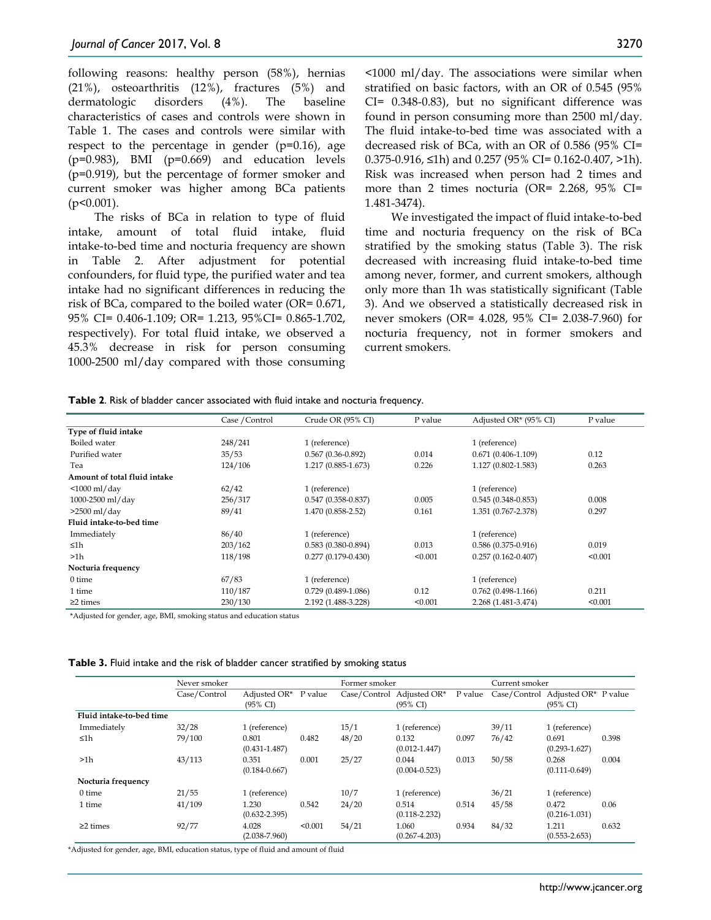following reasons: healthy person (58%), hernias (21%), osteoarthritis (12%), fractures (5%) and dermatologic disorders (4%). The baseline characteristics of cases and controls were shown in Table 1. The cases and controls were similar with respect to the percentage in gender (p=0.16), age (p=0.983), BMI (p=0.669) and education levels (p=0.919), but the percentage of former smoker and current smoker was higher among BCa patients (p<0.001).

The risks of BCa in relation to type of fluid intake, amount of total fluid intake, fluid intake-to-bed time and nocturia frequency are shown in Table 2. After adjustment for potential confounders, for fluid type, the purified water and tea intake had no significant differences in reducing the risk of BCa, compared to the boiled water (OR= 0.671, 95% CI= 0.406-1.109; OR= 1.213, 95%CI= 0.865-1.702, respectively). For total fluid intake, we observed a 45.3% decrease in risk for person consuming 1000-2500 ml/day compared with those consuming <1000 ml/day. The associations were similar when stratified on basic factors, with an OR of 0.545 (95% CI= 0.348-0.83), but no significant difference was found in person consuming more than 2500 ml/day. The fluid intake-to-bed time was associated with a decreased risk of BCa, with an OR of 0.586 (95% CI= 0.375-0.916, ≤1h) and 0.257 (95% CI= 0.162-0.407, >1h). Risk was increased when person had 2 times and more than 2 times nocturia (OR= 2.268, 95% CI= 1.481-3474).

We investigated the impact of fluid intake-to-bed time and nocturia frequency on the risk of BCa stratified by the smoking status (Table 3). The risk decreased with increasing fluid intake-to-bed time among never, former, and current smokers, although only more than 1h was statistically significant (Table 3). And we observed a statistically decreased risk in never smokers (OR= 4.028, 95% CI= 2.038-7.960) for nocturia frequency, not in former smokers and current smokers.

**Table 2**. Risk of bladder cancer associated with fluid intake and nocturia frequency.

| | Case /Control | Crude OR (95% CI) | P value | Adjusted OR* (95% CI) | P value |
|---|---|---|---|---|---|
| **Type of fluid intake** | | | | | |
| Boiled water | 248/241 | 1 (reference) | | 1 (reference) | |
| Purified water | 35/53 | 0.567 (0.36-0.892) | 0.014 | 0.671 (0.406-1.109) | 0.12 |
| Tea | 124/106 | 1.217 (0.885-1.673) | 0.226 | 1.127 (0.802-1.583) | 0.263 |
| **Amount of total fluid intake** | | | | | |
| <1000 ml/day | 62/42 | 1 (reference) | | 1 (reference) | |
| 1000-2500 ml/day | 256/317 | 0.547 (0.358-0.837) | 0.005 | 0.545 (0.348-0.853) | 0.008 |
| >2500 ml/day | 89/41 | 1.470 (0.858-2.52) | 0.161 | 1.351 (0.767-2.378) | 0.297 |
| **Fluid intake-to-bed time** | | | | | |
| Immediately | 86/40 | 1 (reference) | | 1 (reference) | |
| ≤1h | 203/162 | 0.583 (0.380-0.894) | 0.013 | 0.586 (0.375-0.916) | 0.019 |
| >1h | 118/198 | 0.277 (0.179-0.430) | <0.001 | 0.257 (0.162-0.407) | <0.001 |
| **Nocturia frequency** | | | | | |
| 0 time | 67/83 | 1 (reference) | | 1 (reference) | |
| 1 time | 110/187 | 0.729 (0.489-1.086) | 0.12 | 0.762 (0.498-1.166) | 0.211 |
| ≥2 times | 230/130 | 2.192 (1.488-3.228) | <0.001 | 2.268 (1.481-3.474) | <0.001 |

*Adjusted for gender, age, BMI, smoking status and education status

**Table 3.** Fluid intake and the risk of bladder cancer stratified by smoking status

| | Never smoker | | | Former smoker | | | Current smoker | | |
|---|---|---|---|---|---|---|---|---|---|
| | Case/Control | Adjusted OR* (95% CI) | P value | Case/Control | Adjusted OR* (95% CI) | P value | Case/Control | Adjusted OR* (95% CI) | P value |
| **Fluid intake-to-bed time** | | | | | | | | | |
| Immediately | 32/28 | 1 (reference) | | 15/1 | 1 (reference) | | 39/11 | 1 (reference) | |
| ≤1h | 79/100 | 0.801 (0.431-1.487) | 0.482 | 48/20 | 0.132 (0.012-1.447) | 0.097 | 76/42 | 0.691 (0.293-1.627) | 0.398 |
| >1h | 43/113 | 0.351 (0.184-0.667) | 0.001 | 25/27 | 0.044 (0.004-0.523) | 0.013 | 50/58 | 0.268 (0.111-0.649) | 0.004 |
| **Nocturia frequency** | | | | | | | | | |
| 0 time | 21/55 | 1 (reference) | | 10/7 | 1 (reference) | | 36/21 | 1 (reference) | |
| 1 time | 41/109 | 1.230 (0.632-2.395) | 0.542 | 24/20 | 0.514 (0.118-2.232) | 0.514 | 45/58 | 0.472 (0.216-1.031) | 0.06 |
| ≥2 times | 92/77 | 4.028 (2.038-7.960) | <0.001 | 54/21 | 1.060 (0.267-4.203) | 0.934 | 84/32 | 1.211 (0.553-2.653) | 0.632 |

*Adjusted for gender, age, BMI, education status, type of fluid and amount of fluid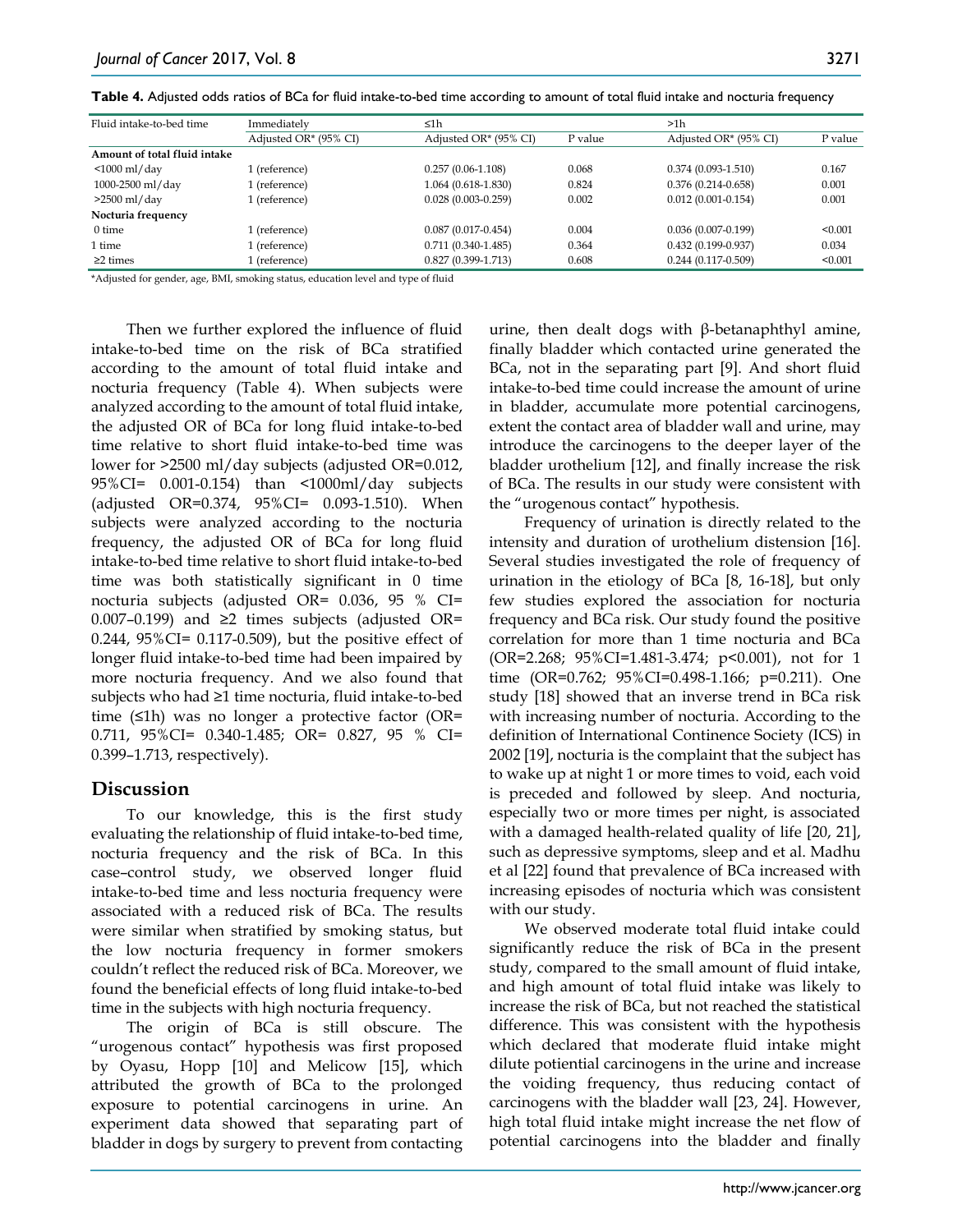**Table 4.** Adjusted odds ratios of BCa for fluid intake-to-bed time according to amount of total fluid intake and nocturia frequency

| Fluid intake-to-bed time | Immediately | ≤1h | | >1h | |
|---|---|---|---|---|---|
| | Adjusted OR* (95% CI) | Adjusted OR* (95% CI) | P value | Adjusted OR* (95% CI) | P value |
| **Amount of total fluid intake** | | | | | |
| <1000 ml/day | 1 (reference) | 0.257 (0.06-1.108) | 0.068 | 0.374 (0.093-1.510) | 0.167 |
| 1000-2500 ml/day | 1 (reference) | 1.064 (0.618-1.830) | 0.824 | 0.376 (0.214-0.658) | 0.001 |
| >2500 ml/day | 1 (reference) | 0.028 (0.003-0.259) | 0.002 | 0.012 (0.001-0.154) | 0.001 |
| **Nocturia frequency** | | | | | |
| 0 time | 1 (reference) | 0.087 (0.017-0.454) | 0.004 | 0.036 (0.007-0.199) | <0.001 |
| 1 time | 1 (reference) | 0.711 (0.340-1.485) | 0.364 | 0.432 (0.199-0.937) | 0.034 |
| ≥2 times | 1 (reference) | 0.827 (0.399-1.713) | 0.608 | 0.244 (0.117-0.509) | <0.001 |

*Adjusted for gender, age, BMI, smoking status, education level and type of fluid

Then we further explored the influence of fluid intake-to-bed time on the risk of BCa stratified according to the amount of total fluid intake and nocturia frequency (Table 4). When subjects were analyzed according to the amount of total fluid intake, the adjusted OR of BCa for long fluid intake-to-bed time relative to short fluid intake-to-bed time was lower for >2500 ml/day subjects (adjusted OR=0.012, 95%CI= 0.001-0.154) than <1000ml/day subjects (adjusted OR=0.374, 95%CI= 0.093-1.510). When subjects were analyzed according to the nocturia frequency, the adjusted OR of BCa for long fluid intake-to-bed time relative to short fluid intake-to-bed time was both statistically significant in 0 time nocturia subjects (adjusted OR= 0.036, 95 % CI= 0.007–0.199) and ≥2 times subjects (adjusted OR= 0.244, 95%CI= 0.117-0.509), but the positive effect of longer fluid intake-to-bed time had been impaired by more nocturia frequency. And we also found that subjects who had ≥1 time nocturia, fluid intake-to-bed time (≤1h) was no longer a protective factor (OR= 0.711, 95%CI= 0.340-1.485; OR= 0.827, 95 % CI= 0.399–1.713, respectively).

## Discussion

To our knowledge, this is the first study evaluating the relationship of fluid intake-to-bed time, nocturia frequency and the risk of BCa. In this case–control study, we observed longer fluid intake-to-bed time and less nocturia frequency were associated with a reduced risk of BCa. The results were similar when stratified by smoking status, but the low nocturia frequency in former smokers couldn't reflect the reduced risk of BCa. Moreover, we found the beneficial effects of long fluid intake-to-bed time in the subjects with high nocturia frequency.

The origin of BCa is still obscure. The "urogenous contact" hypothesis was first proposed by Oyasu, Hopp [10] and Melicow [15], which attributed the growth of BCa to the prolonged exposure to potential carcinogens in urine. An experiment data showed that separating part of bladder in dogs by surgery to prevent from contacting urine, then dealt dogs with β-betanaphthyl amine, finally bladder which contacted urine generated the BCa, not in the separating part [9]. And short fluid intake-to-bed time could increase the amount of urine in bladder, accumulate more potential carcinogens, extent the contact area of bladder wall and urine, may introduce the carcinogens to the deeper layer of the bladder urothelium [12], and finally increase the risk of BCa. The results in our study were consistent with the "urogenous contact" hypothesis.

Frequency of urination is directly related to the intensity and duration of urothelium distension [16]. Several studies investigated the role of frequency of urination in the etiology of BCa [8, 16-18], but only few studies explored the association for nocturia frequency and BCa risk. Our study found the positive correlation for more than 1 time nocturia and BCa (OR=2.268; 95%CI=1.481-3.474; p<0.001), not for 1 time (OR=0.762; 95%CI=0.498-1.166; p=0.211). One study [18] showed that an inverse trend in BCa risk with increasing number of nocturia. According to the definition of International Continence Society (ICS) in 2002 [19], nocturia is the complaint that the subject has to wake up at night 1 or more times to void, each void is preceded and followed by sleep. And nocturia, especially two or more times per night, is associated with a damaged health-related quality of life [20, 21], such as depressive symptoms, sleep and et al. Madhu et al [22] found that prevalence of BCa increased with increasing episodes of nocturia which was consistent with our study.

We observed moderate total fluid intake could significantly reduce the risk of BCa in the present study, compared to the small amount of fluid intake, and high amount of total fluid intake was likely to increase the risk of BCa, but not reached the statistical difference. This was consistent with the hypothesis which declared that moderate fluid intake might dilute potential carcinogens in the urine and increase the voiding frequency, thus reducing contact of carcinogens with the bladder wall [23, 24]. However, high total fluid intake might increase the net flow of potential carcinogens into the bladder and finally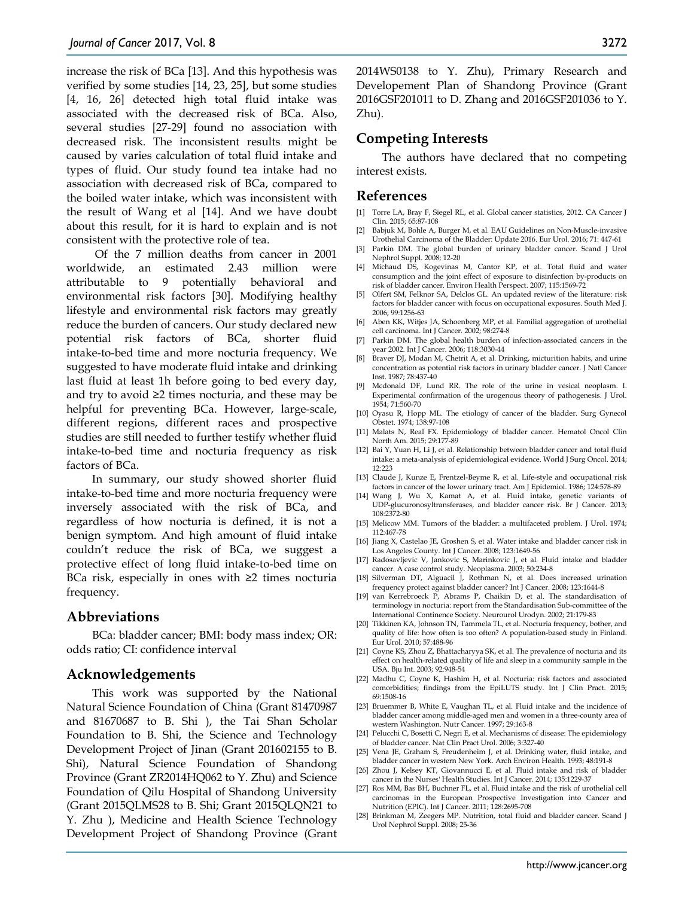increase the risk of BCa [13]. And this hypothesis was verified by some studies [14, 23, 25], but some studies [4, 16, 26] detected high total fluid intake was associated with the decreased risk of BCa. Also, several studies [27-29] found no association with decreased risk. The inconsistent results might be caused by varies calculation of total fluid intake and types of fluid. Our study found tea intake had no association with decreased risk of BCa, compared to the boiled water intake, which was inconsistent with the result of Wang et al [14]. And we have doubt about this result, for it is hard to explain and is not consistent with the protective role of tea.

Of the 7 million deaths from cancer in 2001 worldwide, an estimated 2.43 million were attributable to 9 potentially behavioral and environmental risk factors [30]. Modifying healthy lifestyle and environmental risk factors may greatly reduce the burden of cancers. Our study declared new potential risk factors of BCa, shorter fluid intake-to-bed time and more nocturia frequency. We suggested to have moderate fluid intake and drinking last fluid at least 1h before going to bed every day, and try to avoid ≥2 times nocturia, and these may be helpful for preventing BCa. However, large-scale, different regions, different races and prospective studies are still needed to further testify whether fluid intake-to-bed time and nocturia frequency as risk factors of BCa.

In summary, our study showed shorter fluid intake-to-bed time and more nocturia frequency were inversely associated with the risk of BCa, and regardless of how nocturia is defined, it is not a benign symptom. And high amount of fluid intake couldn't reduce the risk of BCa, we suggest a protective effect of long fluid intake-to-bed time on BCa risk, especially in ones with ≥2 times nocturia frequency.

## Abbreviations

BCa: bladder cancer; BMI: body mass index; OR: odds ratio; CI: confidence interval

## Acknowledgements

This work was supported by the National Natural Science Foundation of China (Grant 81470987 and 81670687 to B. Shi ), the Tai Shan Scholar Foundation to B. Shi, the Science and Technology Development Project of Jinan (Grant 201602155 to B. Shi), Natural Science Foundation of Shandong Province (Grant ZR2014HQ062 to Y. Zhu) and Science Foundation of Qilu Hospital of Shandong University (Grant 2015QLMS28 to B. Shi; Grant 2015QLQN21 to Y. Zhu ), Medicine and Health Science Technology Development Project of Shandong Province (Grant 2014WS0138 to Y. Zhu), Primary Research and Developement Plan of Shandong Province (Grant 2016GSF201011 to D. Zhang and 2016GSF201036 to Y. Zhu).

## Competing Interests

The authors have declared that no competing interest exists.

## References

[1] Torre LA, Bray F, Siegel RL, et al. Global cancer statistics, 2012. CA Cancer J Clin. 2015; 65:87-108

[2] Babjuk M, Bohle A, Burger M, et al. EAU Guidelines on Non-Muscle-invasive Urothelial Carcinoma of the Bladder: Update 2016. Eur Urol. 2016; 71: 447-61

[3] Parkin DM. The global burden of urinary bladder cancer. Scand J Urol Nephrol Suppl. 2008; 12-20

[4] Michaud DS, Kogevinas M, Cantor KP, et al. Total fluid and water consumption and the joint effect of exposure to disinfection by-products on risk of bladder cancer. Environ Health Perspect. 2007; 115:1569-72

[5] Olfert SM, Felknor SA, Delclos GL. An updated review of the literature: risk factors for bladder cancer with focus on occupational exposures. South Med J. 2006; 99:1256-63

[6] Aben KK, Witjes JA, Schoenberg MP, et al. Familial aggregation of urothelial cell carcinoma. Int J Cancer. 2002; 98:274-8

[7] Parkin DM. The global health burden of infection-associated cancers in the year 2002. Int J Cancer. 2006; 118:3030-44

[8] Braver DJ, Modan M, Chetrit A, et al. Drinking, micturition habits, and urine concentration as potential risk factors in urinary bladder cancer. J Natl Cancer Inst. 1987; 78:437-40

[9] Mcdonald DF, Lund RR. The role of the urine in vesical neoplasm. I. Experimental confirmation of the urogenous theory of pathogenesis. J Urol. 1954; 71:560-70

[10] Oyasu R, Hopp ML. The etiology of cancer of the bladder. Surg Gynecol Obstet. 1974; 138:97-108

[11] Malats N, Real FX. Epidemiology of bladder cancer. Hematol Oncol Clin North Am. 2015; 29:177-89

[12] Bai Y, Yuan H, Li J, et al. Relationship between bladder cancer and total fluid intake: a meta-analysis of epidemiological evidence. World J Surg Oncol. 2014; 12:223

[13] Claude J, Kunze E, Frentzel-Beyme R, et al. Life-style and occupational risk factors in cancer of the lower urinary tract. Am J Epidemiol. 1986; 124:578-89

[14] Wang J, Wu X, Kamat A, et al. Fluid intake, genetic variants of UDP-glucuronosyltransferases, and bladder cancer risk. Br J Cancer. 2013; 108:2372-80

[15] Melicow MM. Tumors of the bladder: a multifaceted problem. J Urol. 1974; 112:467-78

[16] Jiang X, Castelao JE, Groshen S, et al. Water intake and bladder cancer risk in Los Angeles County. Int J Cancer. 2008; 123:1649-56

[17] Radosavljevic V, Jankovic S, Marinkovic J, et al. Fluid intake and bladder cancer. A case control study. Neoplasma. 2003; 50:234-8

[18] Silverman DT, Alguacil J, Rothman N, et al. Does increased urination frequency protect against bladder cancer? Int J Cancer. 2008; 123:1644-8

[19] van Kerrebroeck P, Abrams P, Chaikin D, et al. The standardisation of terminology in nocturia: report from the Standardisation Sub-committee of the International Continence Society. Neurourol Urodyn. 2002; 21:179-83

[20] Tikkinen KA, Johnson TN, Tammela TL, et al. Nocturia frequency, bother, and quality of life: how often is too often? A population-based study in Finland. Eur Urol. 2010; 57:488-96

[21] Coyne KS, Zhou Z, Bhattacharyya SK, et al. The prevalence of nocturia and its effect on health-related quality of life and sleep in a community sample in the USA. Bju Int. 2003; 92:948-54

[22] Madhu C, Coyne K, Hashim H, et al. Nocturia: risk factors and associated comorbidities; findings from the EpiLUTS study. Int J Clin Pract. 2015; 69:1508-16

[23] Bruemmer B, White E, Vaughan TL, et al. Fluid intake and the incidence of bladder cancer among middle-aged men and women in a three-county area of western Washington. Nutr Cancer. 1997; 29:163-8

[24] Pelucchi C, Bosetti C, Negri E, et al. Mechanisms of disease: The epidemiology of bladder cancer. Nat Clin Pract Urol. 2006; 3:327-40

[25] Vena JE, Graham S, Freudenheim J, et al. Drinking water, fluid intake, and bladder cancer in western New York. Arch Environ Health. 1993; 48:191-8

[26] Zhou J, Kelsey KT, Giovannucci E, et al. Fluid intake and risk of bladder cancer in the Nurses' Health Studies. Int J Cancer. 2014; 135:1229-37

[27] Ros MM, Bas BH, Buchner FL, et al. Fluid intake and the risk of urothelial cell carcinomas in the European Prospective Investigation into Cancer and Nutrition (EPIC). Int J Cancer. 2011; 128:2695-708

[28] Brinkman M, Zeegers MP. Nutrition, total fluid and bladder cancer. Scand J Urol Nephrol Suppl. 2008; 25-36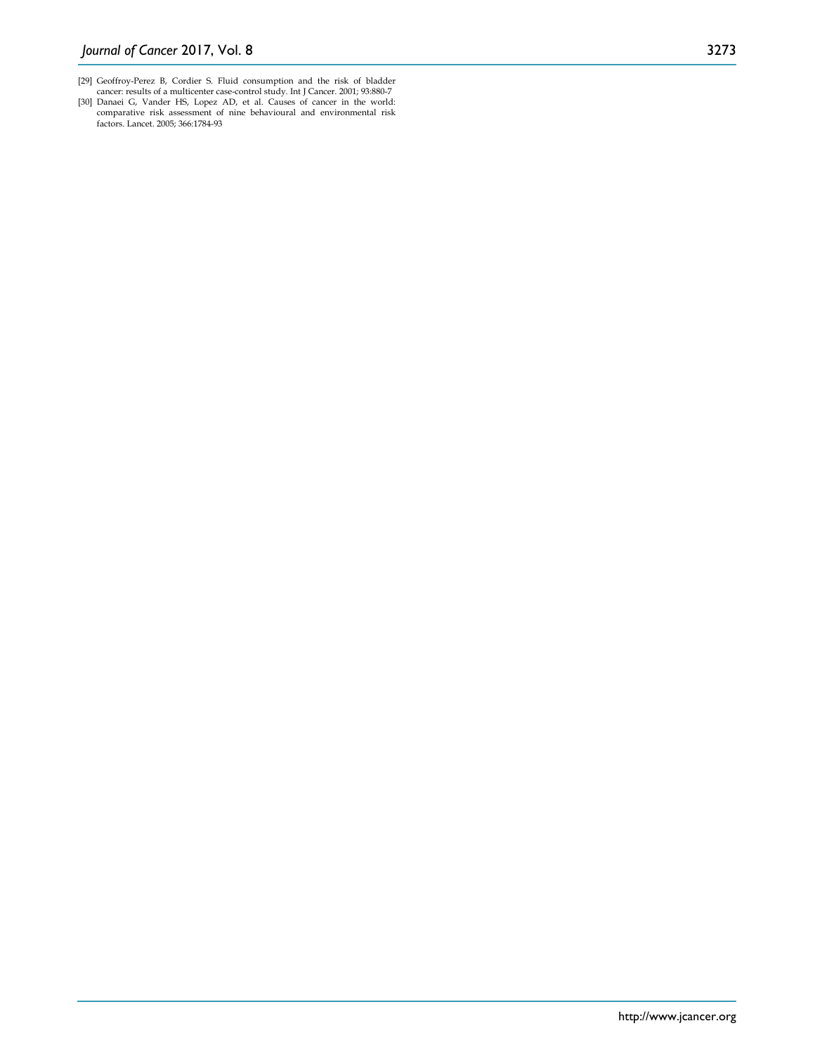[29] Geoffroy-Perez B, Cordier S. Fluid consumption and the risk of bladder cancer: results of a multicenter case-control study. Int J Cancer. 2001; 93:880-7

[30] Danaei G, Vander HS, Lopez AD, et al. Causes of cancer in the world: comparative risk assessment of nine behavioural and environmental risk factors. Lancet. 2005; 366:1784-93